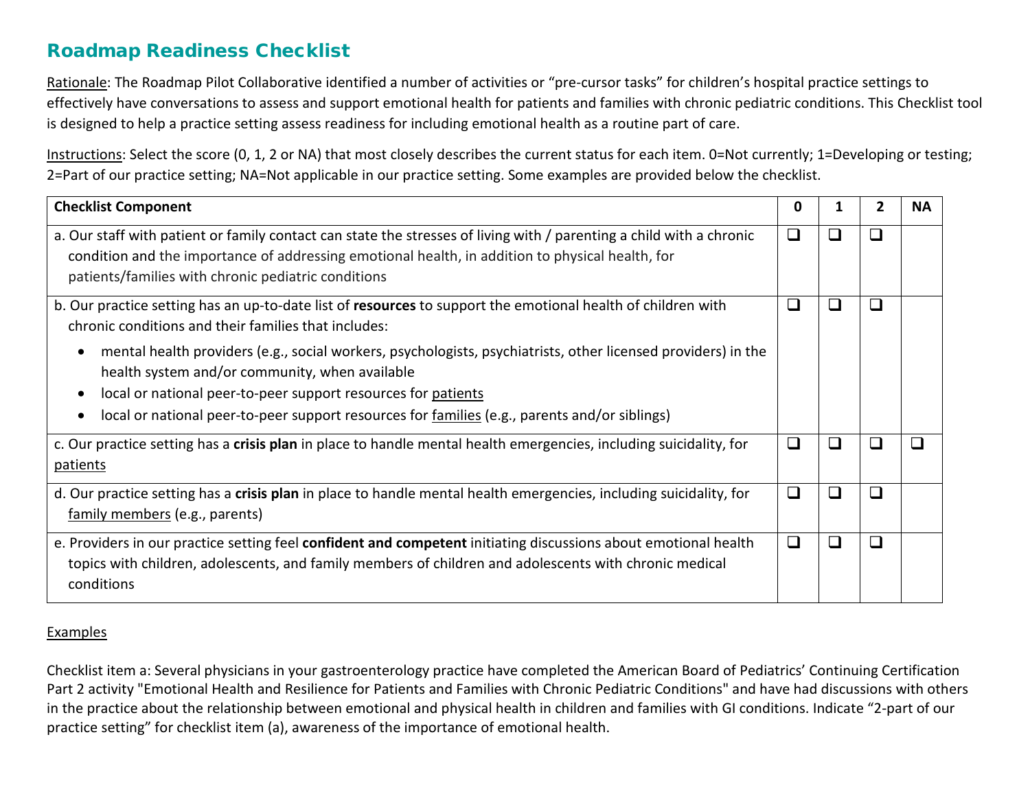## Roadmap Readiness Checklist

Rationale: The Roadmap Pilot Collaborative identified a number of activities or "pre-cursor tasks" for children's hospital practice settings to effectively have conversations to assess and support emotional health for patients and families with chronic pediatric conditions. This Checklist tool is designed to help a practice setting assess readiness for including emotional health as a routine part of care.

Instructions: Select the score (0, 1, 2 or NA) that most closely describes the current status for each item. 0=Not currently; 1=Developing or testing; 2=Part of our practice setting; NA=Not applicable in our practice setting. Some examples are provided below the checklist.

| Checklist Component | 0 | 1 | 2 | NA |
|---|---|---|---|---|
| a. Our staff with patient or family contact can state the stresses of living with / parenting a child with a chronic condition and the importance of addressing emotional health, in addition to physical health, for patients/families with chronic pediatric conditions | ❑ | ❑ | ❑ | |
| b. Our practice setting has an up-to-date list of **resources** to support the emotional health of children with chronic conditions and their families that includes:<br>• mental health providers (e.g., social workers, psychologists, psychiatrists, other licensed providers) in the health system and/or community, when available<br>• local or national peer-to-peer support resources for patients<br>• local or national peer-to-peer support resources for families (e.g., parents and/or siblings) | ❑ | ❑ | ❑ | |
| c. Our practice setting has a **crisis plan** in place to handle mental health emergencies, including suicidality, for patients | ❑ | ❑ | ❑ | ❑ |
| d. Our practice setting has a **crisis plan** in place to handle mental health emergencies, including suicidality, for family members (e.g., parents) | ❑ | ❑ | ❑ | |
| e. Providers in our practice setting feel **confident and competent** initiating discussions about emotional health topics with children, adolescents, and family members of children and adolescents with chronic medical conditions | ❑ | ❑ | ❑ | |

Examples

Checklist item a: Several physicians in your gastroenterology practice have completed the American Board of Pediatrics' Continuing Certification Part 2 activity "Emotional Health and Resilience for Patients and Families with Chronic Pediatric Conditions" and have had discussions with others in the practice about the relationship between emotional and physical health in children and families with GI conditions. Indicate "2-part of our practice setting" for checklist item (a), awareness of the importance of emotional health.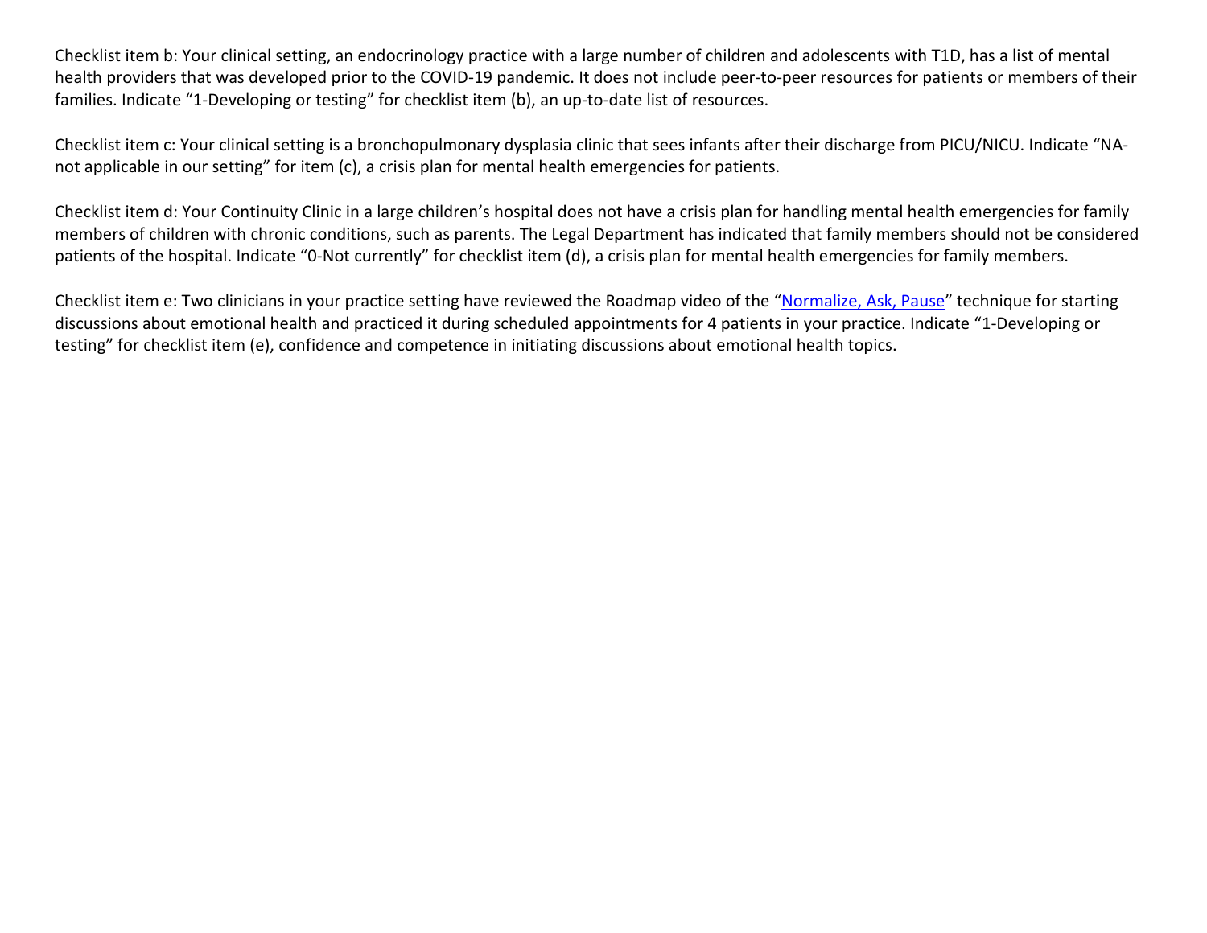Checklist item b: Your clinical setting, an endocrinology practice with a large number of children and adolescents with T1D, has a list of mental health providers that was developed prior to the COVID-19 pandemic. It does not include peer-to-peer resources for patients or members of their families. Indicate "1-Developing or testing" for checklist item (b), an up-to-date list of resources.

Checklist item c: Your clinical setting is a bronchopulmonary dysplasia clinic that sees infants after their discharge from PICU/NICU. Indicate "NA-not applicable in our setting" for item (c), a crisis plan for mental health emergencies for patients.

Checklist item d: Your Continuity Clinic in a large children's hospital does not have a crisis plan for handling mental health emergencies for family members of children with chronic conditions, such as parents. The Legal Department has indicated that family members should not be considered patients of the hospital. Indicate "0-Not currently" for checklist item (d), a crisis plan for mental health emergencies for family members.

Checklist item e: Two clinicians in your practice setting have reviewed the Roadmap video of the "Normalize, Ask, Pause" technique for starting discussions about emotional health and practiced it during scheduled appointments for 4 patients in your practice. Indicate "1-Developing or testing" for checklist item (e), confidence and competence in initiating discussions about emotional health topics.